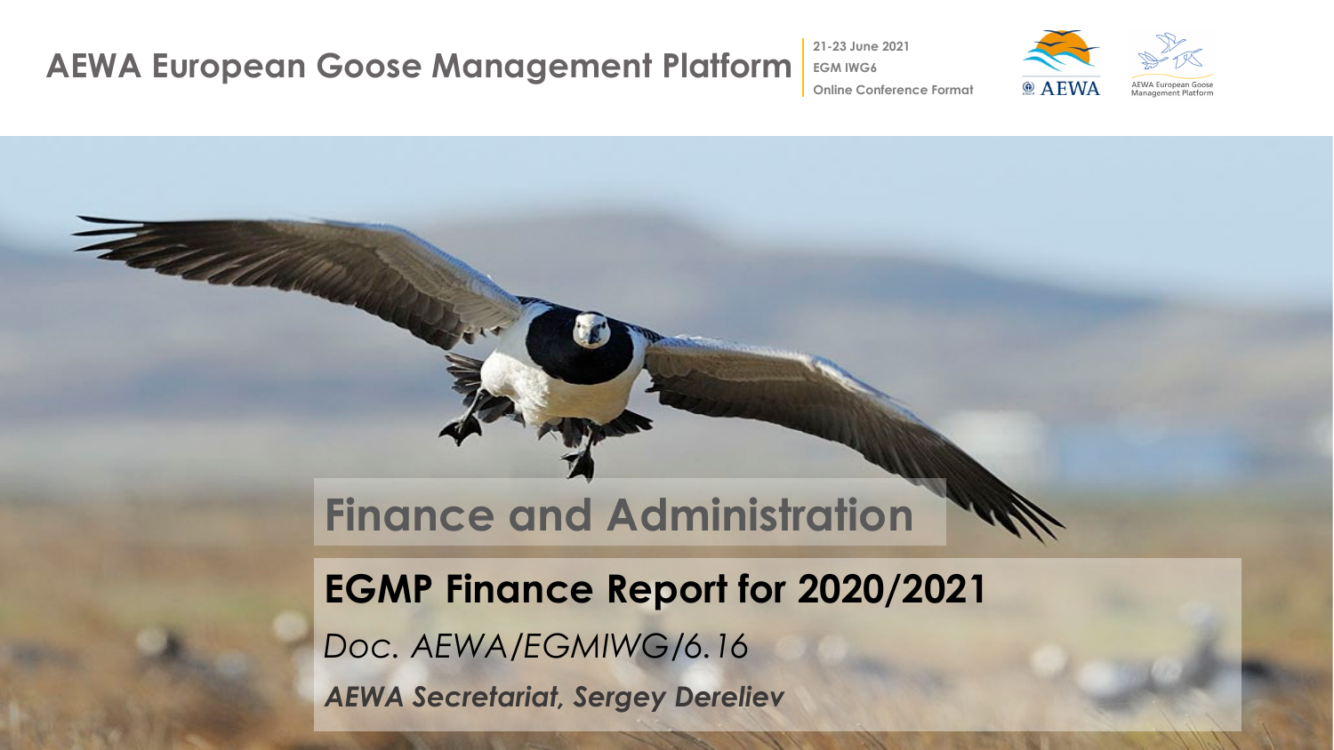# AEWA European Goose Management Platform

**21-23 June 2021**
**EGM IWG6**
**Online Conference Format**

AEWA

AEWA European Goose Management Platform

## Finance and Administration

### EGMP Finance Report for 2020/2021

*Doc. AEWA/EGMIWG/6.16*

***AEWA Secretariat, Sergey Dereliev***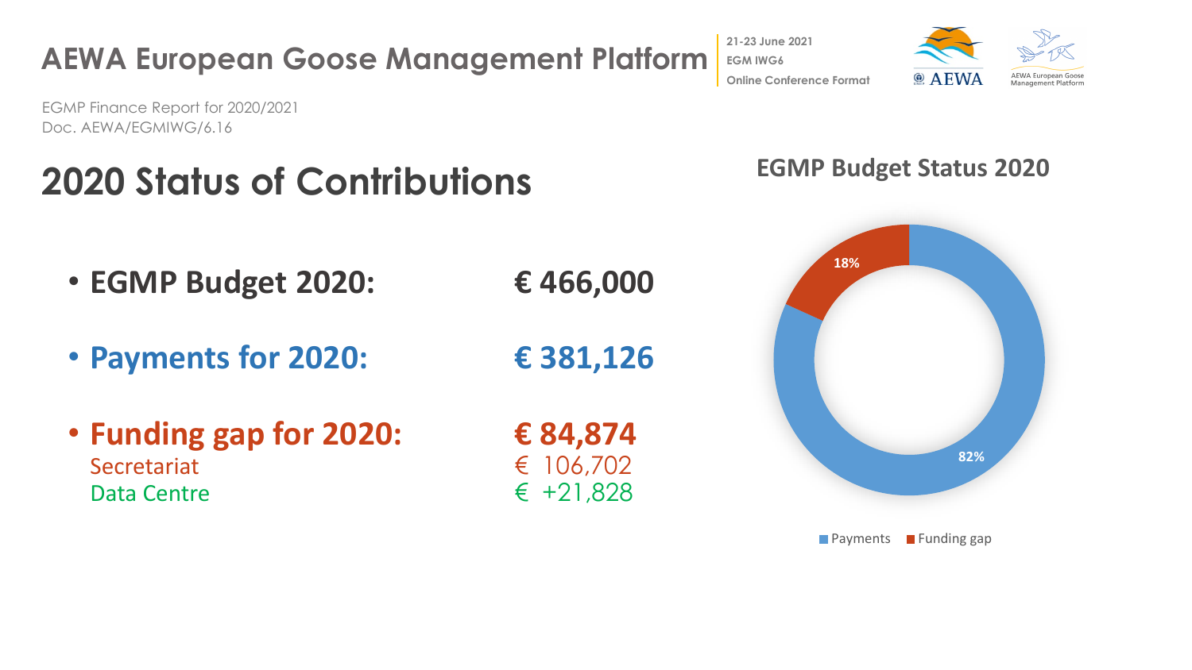# AEWA European Goose Management Platform

21-23 June 2021
EGM IWG6
Online Conference Format

EGMP Finance Report for 2020/2021
Doc. AEWA/EGMIWG/6.16

## 2020 Status of Contributions

- **EGMP Budget 2020:** **€ 466,000**
- **Payments for 2020:** **€ 381,126**
- **Funding gap for 2020:** **€ 84,874**
  - Secretariat € 106,702
  - Data Centre € +21,828

### EGMP Budget Status 2020

| | Share |
|---|---|
| Payments | 82% |
| Funding gap | 18% |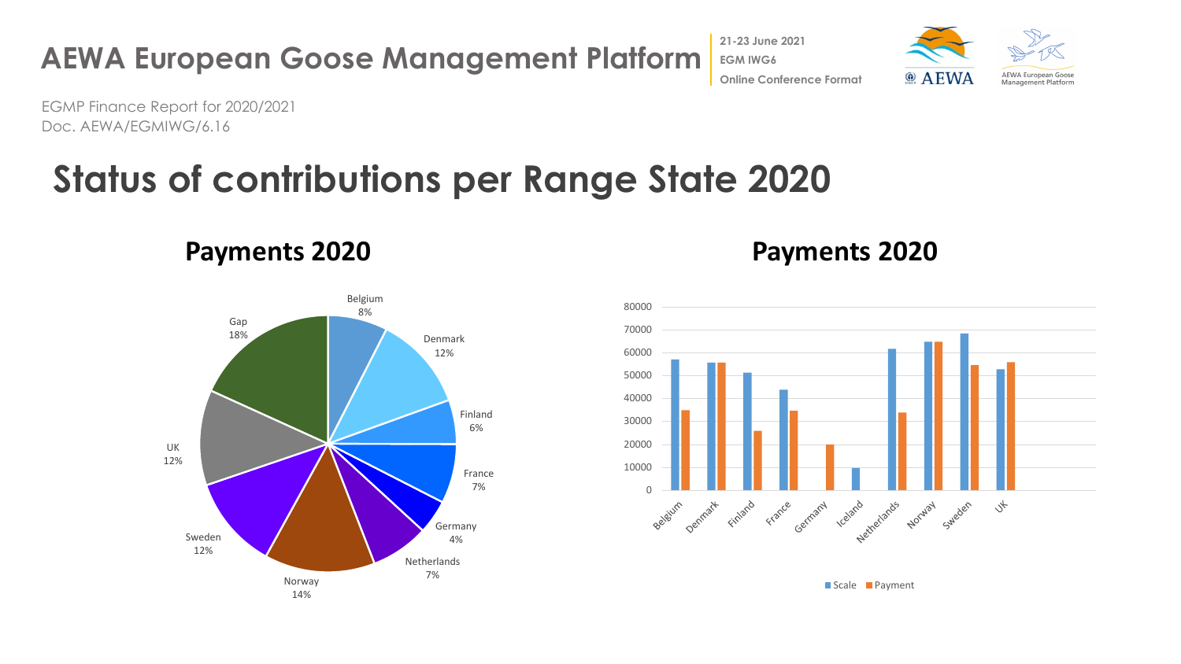EGMP Finance Report for 2020/2021
Doc. AEWA/EGMIWG/6.16

# Status of contributions per Range State 2020

## Payments 2020

| Range State | Share |
|---|---|
| Belgium | 8% |
| Denmark | 12% |
| Finland | 6% |
| France | 7% |
| Germany | 4% |
| Netherlands | 7% |
| Norway | 14% |
| Sweden | 12% |
| UK | 12% |
| Gap | 18% |

## Payments 2020

| Range State | Scale | Payment |
|---|---|---|
| Belgium | 57000 | 35000 |
| Denmark | 55500 | 55500 |
| Finland | 51000 | 26000 |
| France | 43500 | 34500 |
| Germany | | 20000 |
| Iceland | 9500 | |
| Netherlands | 61500 | 34000 |
| Norway | 65000 | 65000 |
| Sweden | 68500 | 54500 |
| UK | 52500 | 56000 |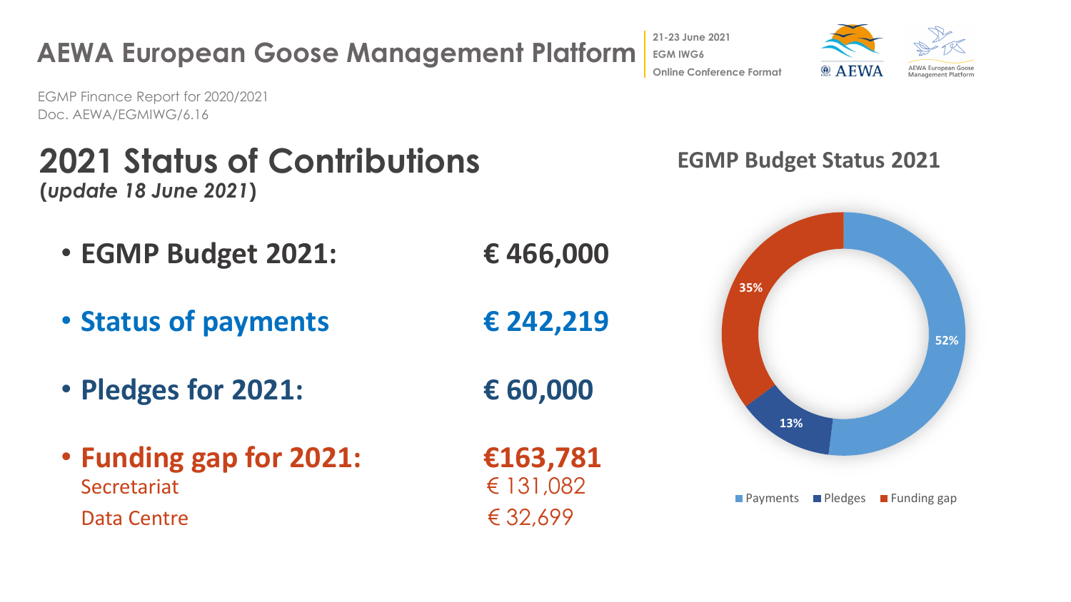# AEWA European Goose Management Platform

21-23 June 2021
EGM IWG6
Online Conference Format

EGMP Finance Report for 2020/2021
Doc. AEWA/EGMIWG/6.16

## 2021 Status of Contributions
**(*update 18 June 2021*)**

- **EGMP Budget 2021:** **€ 466,000**
- **Status of payments** **€ 242,219**
- **Pledges for 2021:** **€ 60,000**
- **Funding gap for 2021:** **€163,781**
  - Secretariat € 131,082
  - Data Centre € 32,699

### EGMP Budget Status 2021

| Category | Share |
|---|---|
| Payments | 52% |
| Pledges | 13% |
| Funding gap | 35% |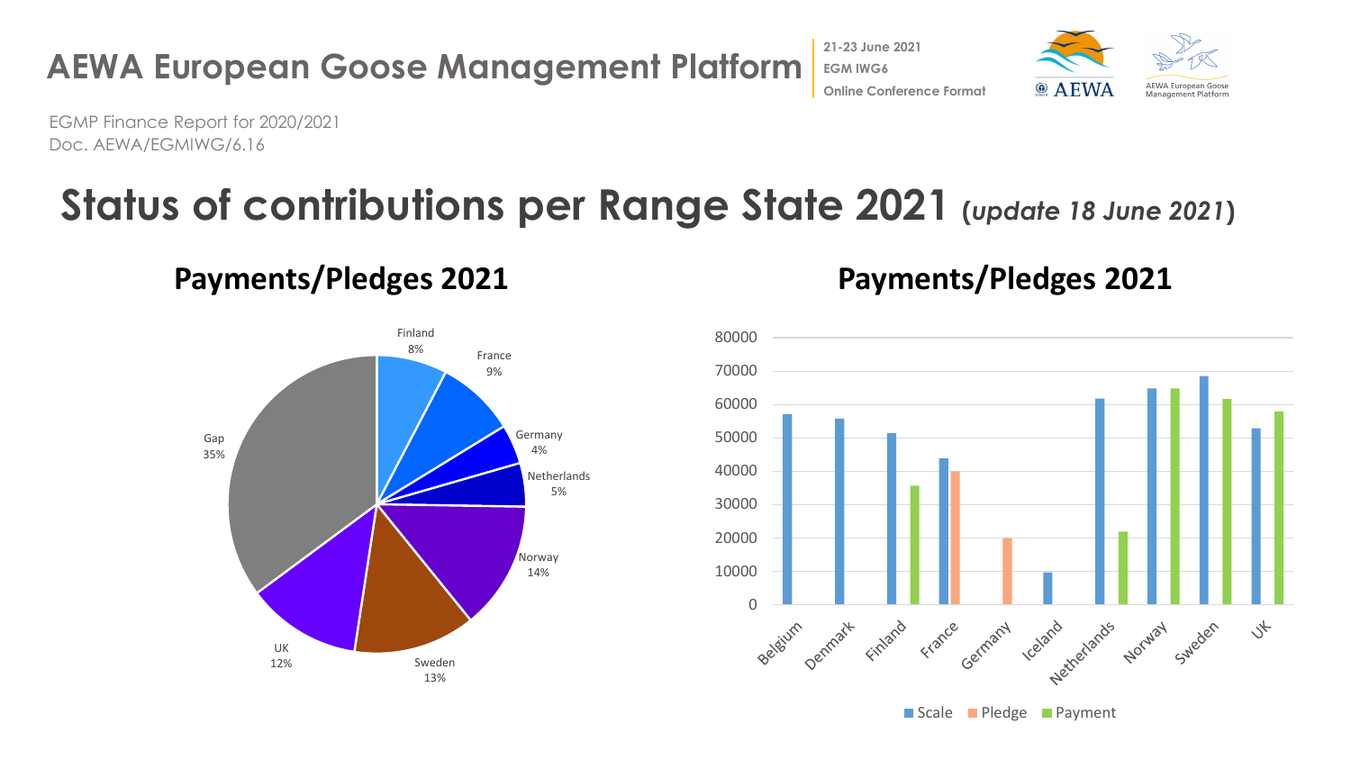# AEWA European Goose Management Platform

21-23 June 2021
EGM IWG6
Online Conference Format

EGMP Finance Report for 2020/2021
Doc. AEWA/EGMIWG/6.16

## Status of contributions per Range State 2021 (*update 18 June 2021*)

### Payments/Pledges 2021

Finland 8%
France 9%
Germany 4%
Netherlands 5%
Norway 14%
Sweden 13%
UK 12%
Gap 35%

### Payments/Pledges 2021

Belgium, Denmark, Finland, France, Germany, Iceland, Netherlands, Norway, Sweden, UK

Scale | Pledge | Payment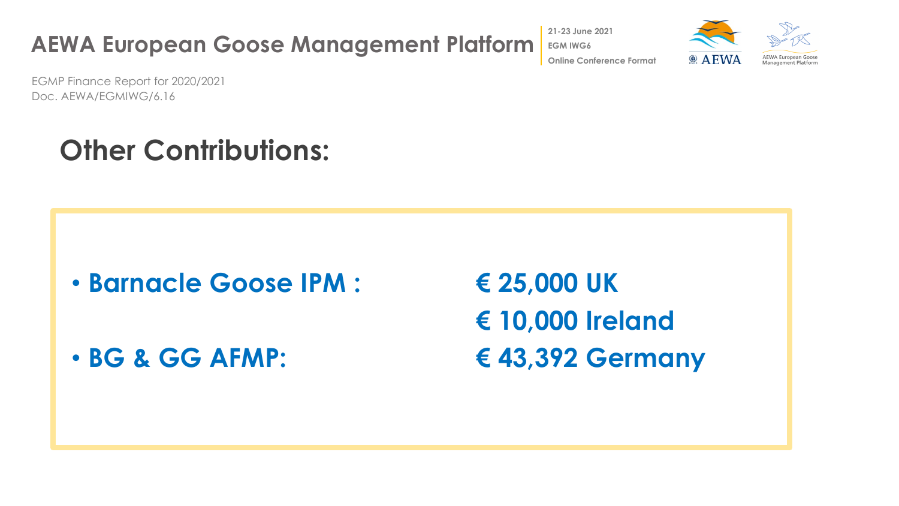EGMP Finance Report for 2020/2021
Doc. AEWA/EGMIWG/6.16

# Other Contributions:

- **Barnacle Goose IPM :** **€ 25,000 UK**
  **€ 10,000 Ireland**
- **BG & GG AFMP:** **€ 43,392 Germany**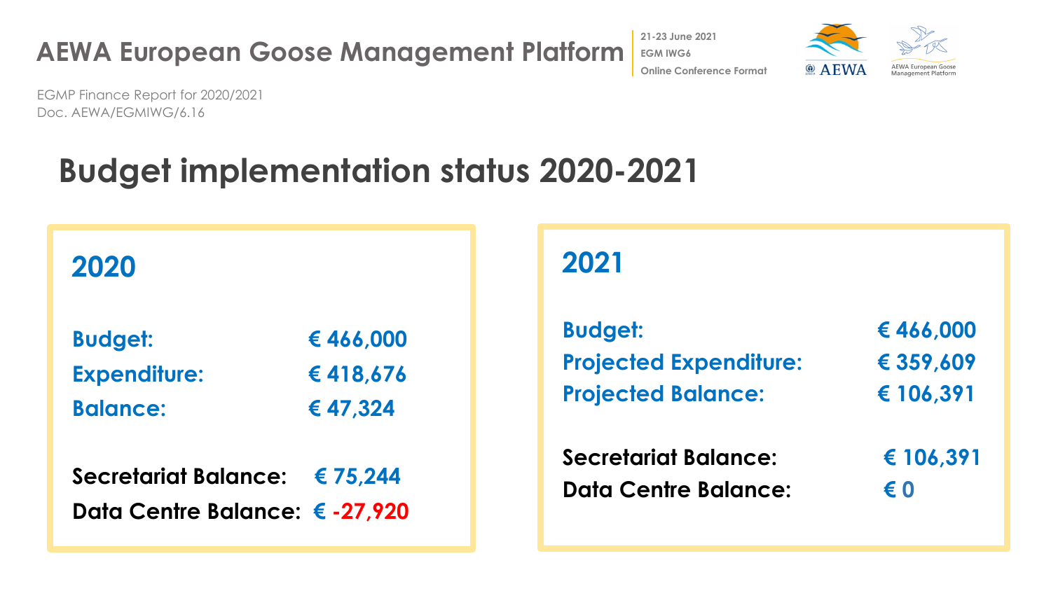AEWA European Goose Management Platform

21-23 June 2021
EGM IWG6
Online Conference Format

EGMP Finance Report for 2020/2021
Doc. AEWA/EGMIWG/6.16

# Budget implementation status 2020-2021

## 2020

**Budget:** € 466,000
**Expenditure:** € 418,676
**Balance:** € 47,324

**Secretariat Balance:** € 75,244
**Data Centre Balance:** € -27,920

## 2021

**Budget:** € 466,000
**Projected Expenditure:** € 359,609
**Projected Balance:** € 106,391

**Secretariat Balance:** € 106,391
**Data Centre Balance:** € 0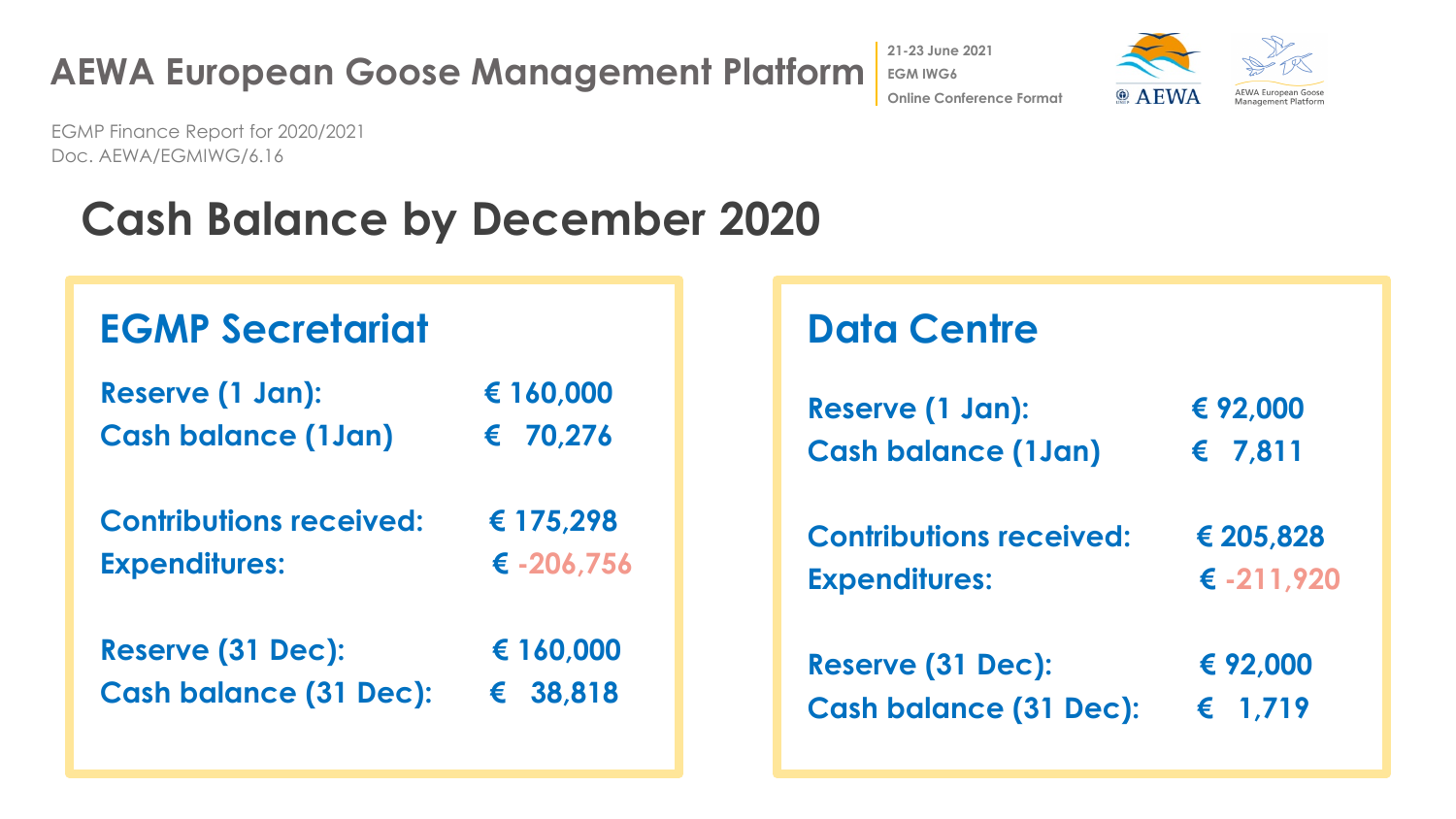EGMP Finance Report for 2020/2021
Doc. AEWA/EGMIWG/6.16

# Cash Balance by December 2020

## EGMP Secretariat

| | |
|---|---|
| Reserve (1 Jan): | € 160,000 |
| Cash balance (1Jan) | € 70,276 |
| Contributions received: | € 175,298 |
| Expenditures: | € -206,756 |
| Reserve (31 Dec): | € 160,000 |
| Cash balance (31 Dec): | € 38,818 |

## Data Centre

| | |
|---|---|
| Reserve (1 Jan): | € 92,000 |
| Cash balance (1Jan) | € 7,811 |
| Contributions received: | € 205,828 |
| Expenditures: | € -211,920 |
| Reserve (31 Dec): | € 92,000 |
| Cash balance (31 Dec): | € 1,719 |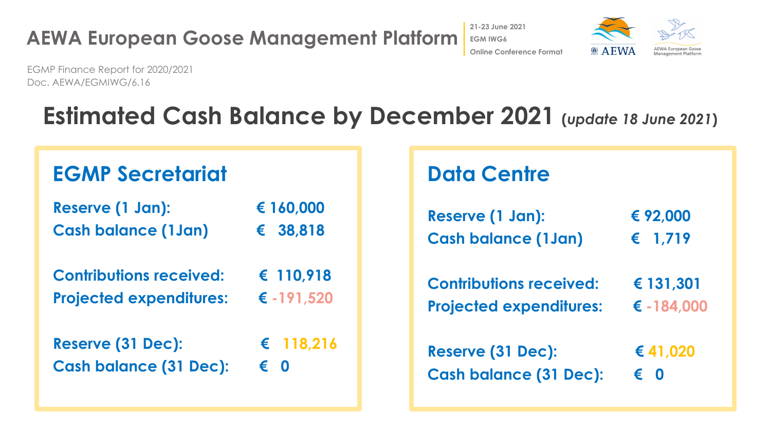EGMP Finance Report for 2020/2021
Doc. AEWA/EGMIWG/6.16

# Estimated Cash Balance by December 2021 (*update 18 June 2021*)

## EGMP Secretariat

| | |
|---|---|
| **Reserve (1 Jan):** | **€ 160,000** |
| **Cash balance (1Jan)** | **€ 38,818** |
| **Contributions received:** | **€ 110,918** |
| **Projected expenditures:** | **€ -191,520** |
| **Reserve (31 Dec):** | **€ 118,216** |
| **Cash balance (31 Dec):** | **€ 0** |

## Data Centre

| | |
|---|---|
| **Reserve (1 Jan):** | **€ 92,000** |
| **Cash balance (1Jan)** | **€ 1,719** |
| **Contributions received:** | **€ 131,301** |
| **Projected expenditures:** | **€ -184,000** |
| **Reserve (31 Dec):** | **€ 41,020** |
| **Cash balance (31 Dec):** | **€ 0** |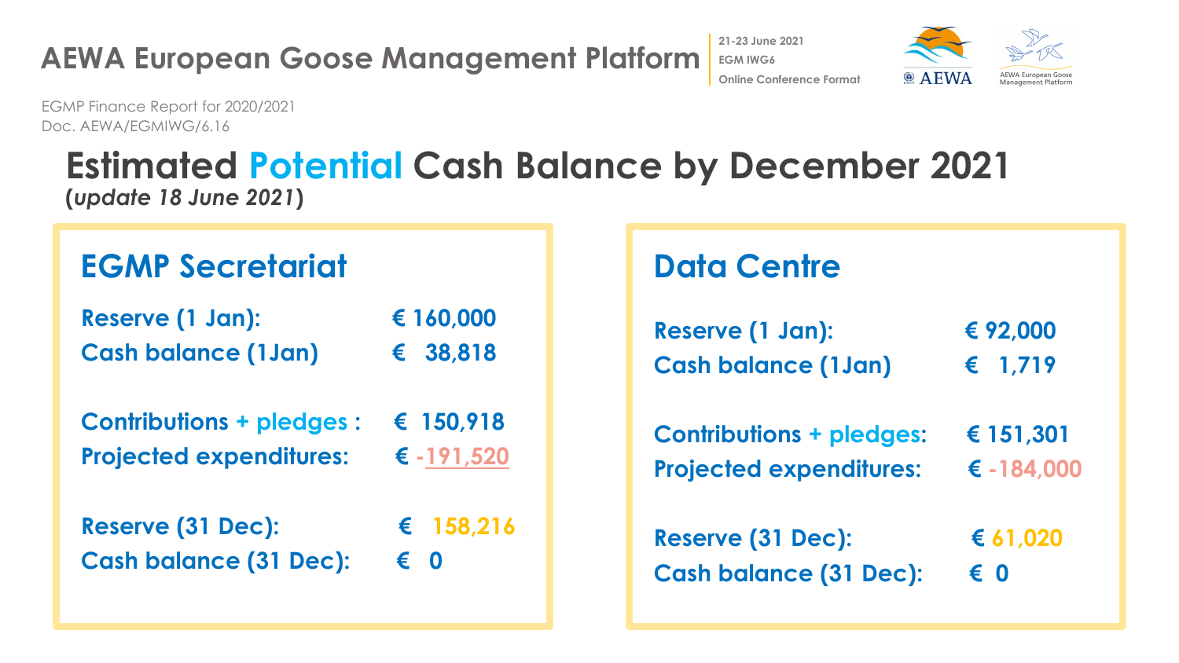EGMP Finance Report for 2020/2021
Doc. AEWA/EGMIWG/6.16

# Estimated Potential Cash Balance by December 2021

***(update 18 June 2021)***

## EGMP Secretariat

| | |
|---|---|
| **Reserve (1 Jan):** | **€ 160,000** |
| **Cash balance (1Jan)** | **€ 38,818** |
| **Contributions + pledges :** | **€ 150,918** |
| **Projected expenditures:** | **€ -191,520** |
| **Reserve (31 Dec):** | **€ 158,216** |
| **Cash balance (31 Dec):** | **€ 0** |

## Data Centre

| | |
|---|---|
| **Reserve (1 Jan):** | **€ 92,000** |
| **Cash balance (1Jan)** | **€ 1,719** |
| **Contributions + pledges:** | **€ 151,301** |
| **Projected expenditures:** | **€ -184,000** |
| **Reserve (31 Dec):** | **€ 61,020** |
| **Cash balance (31 Dec):** | **€ 0** |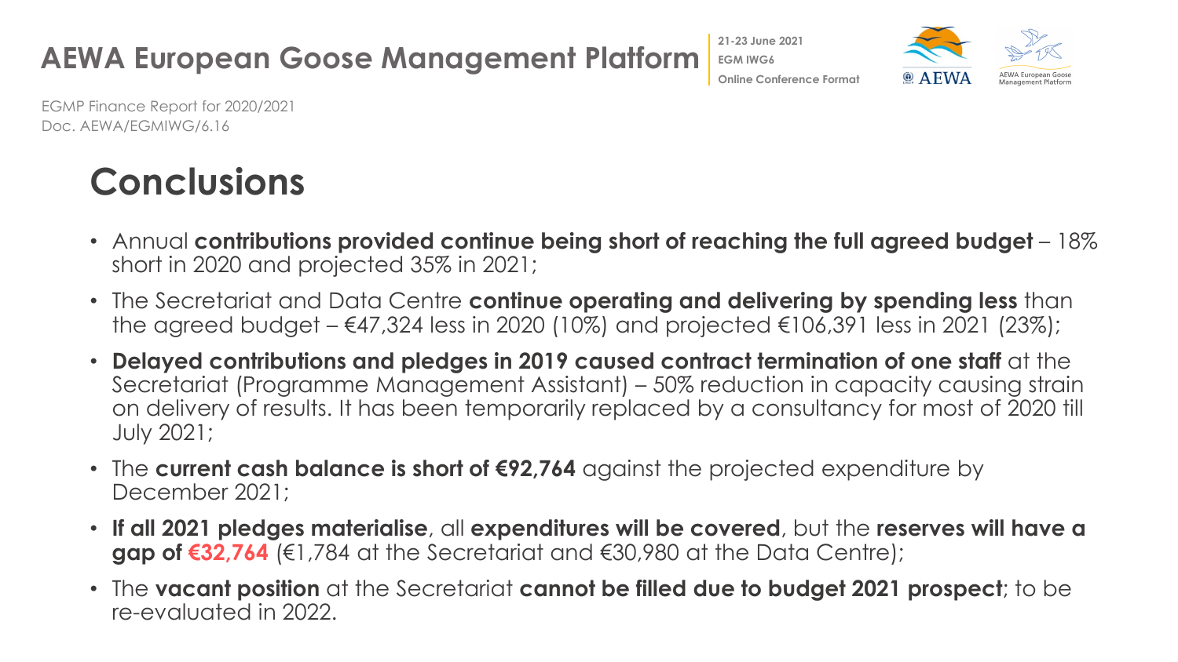# AEWA European Goose Management Platform

21-23 June 2021
EGM IWG6
Online Conference Format

EGMP Finance Report for 2020/2021
Doc. AEWA/EGMIWG/6.16

## Conclusions

- Annual **contributions provided continue being short of reaching the full agreed budget** – 18% short in 2020 and projected 35% in 2021;
- The Secretariat and Data Centre **continue operating and delivering by spending less** than the agreed budget – €47,324 less in 2020 (10%) and projected €106,391 less in 2021 (23%);
- **Delayed contributions and pledges in 2019 caused contract termination of one staff** at the Secretariat (Programme Management Assistant) – 50% reduction in capacity causing strain on delivery of results. It has been temporarily replaced by a consultancy for most of 2020 till July 2021;
- The **current cash balance is short of €92,764** against the projected expenditure by December 2021;
- **If all 2021 pledges materialise**, all **expenditures will be covered**, but the **reserves will have a gap of €32,764** (€1,784 at the Secretariat and €30,980 at the Data Centre);
- The **vacant position** at the Secretariat **cannot be filled due to budget 2021 prospect**; to be re-evaluated in 2022.